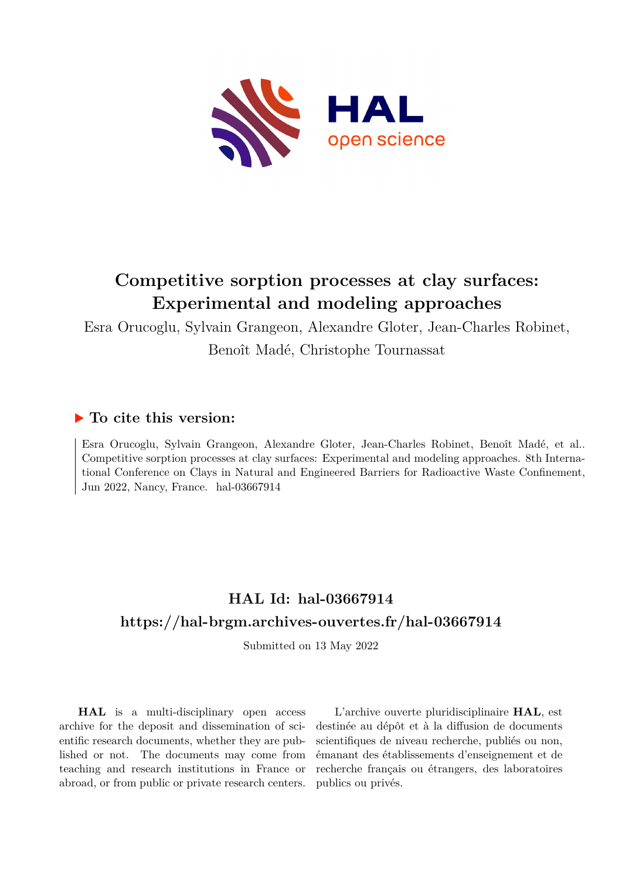# Competitive sorption processes at clay surfaces: Experimental and modeling approaches

Esra Orucoglu, Sylvain Grangeon, Alexandre Gloter, Jean-Charles Robinet, Benoît Madé, Christophe Tournassat

## ▶ To cite this version:

Esra Orucoglu, Sylvain Grangeon, Alexandre Gloter, Jean-Charles Robinet, Benoît Madé, et al.. Competitive sorption processes at clay surfaces: Experimental and modeling approaches. 8th International Conference on Clays in Natural and Engineered Barriers for Radioactive Waste Confinement, Jun 2022, Nancy, France. hal-03667914

## HAL Id: hal-03667914

## https://hal-brgm.archives-ouvertes.fr/hal-03667914

Submitted on 13 May 2022

**HAL** is a multi-disciplinary open access archive for the deposit and dissemination of scientific research documents, whether they are published or not. The documents may come from teaching and research institutions in France or abroad, or from public or private research centers.

L'archive ouverte pluridisciplinaire **HAL**, est destinée au dépôt et à la diffusion de documents scientifiques de niveau recherche, publiés ou non, émanant des établissements d'enseignement et de recherche français ou étrangers, des laboratoires publics ou privés.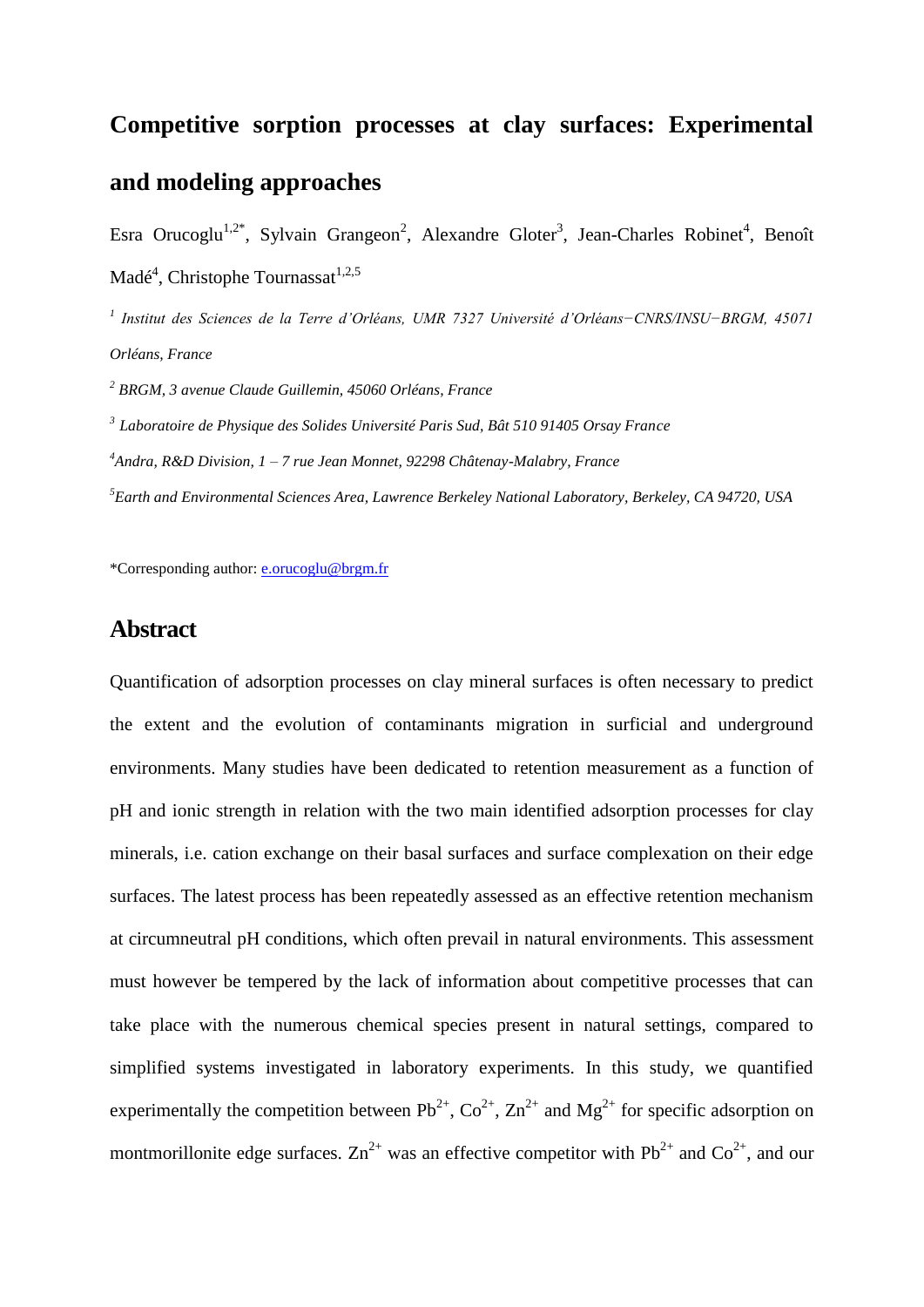# Competitive sorption processes at clay surfaces: Experimental and modeling approaches

Esra Orucoglu[1,2*], Sylvain Grangeon[2], Alexandre Gloter[3], Jean-Charles Robinet[4], Benoît Madé[4], Christophe Tournassat[1,2,5]

[1] *Institut des Sciences de la Terre d'Orléans, UMR 7327 Université d'Orléans−CNRS/INSU−BRGM, 45071 Orléans, France*

[2] *BRGM, 3 avenue Claude Guillemin, 45060 Orléans, France*

[3] *Laboratoire de Physique des Solides Université Paris Sud, Bât 510 91405 Orsay France*

[4] *Andra, R&D Division, 1 – 7 rue Jean Monnet, 92298 Châtenay-Malabry, France*

[5] *Earth and Environmental Sciences Area, Lawrence Berkeley National Laboratory, Berkeley, CA 94720, USA*

*Corresponding author: e.orucoglu@brgm.fr

## Abstract

Quantification of adsorption processes on clay mineral surfaces is often necessary to predict the extent and the evolution of contaminants migration in surficial and underground environments. Many studies have been dedicated to retention measurement as a function of pH and ionic strength in relation with the two main identified adsorption processes for clay minerals, i.e. cation exchange on their basal surfaces and surface complexation on their edge surfaces. The latest process has been repeatedly assessed as an effective retention mechanism at circumneutral pH conditions, which often prevail in natural environments. This assessment must however be tempered by the lack of information about competitive processes that can take place with the numerous chemical species present in natural settings, compared to simplified systems investigated in laboratory experiments. In this study, we quantified experimentally the competition between $Pb^{2+}$, $Co^{2+}$, $Zn^{2+}$ and $Mg^{2+}$ for specific adsorption on montmorillonite edge surfaces. $Zn^{2+}$ was an effective competitor with $Pb^{2+}$ and $Co^{2+}$, and our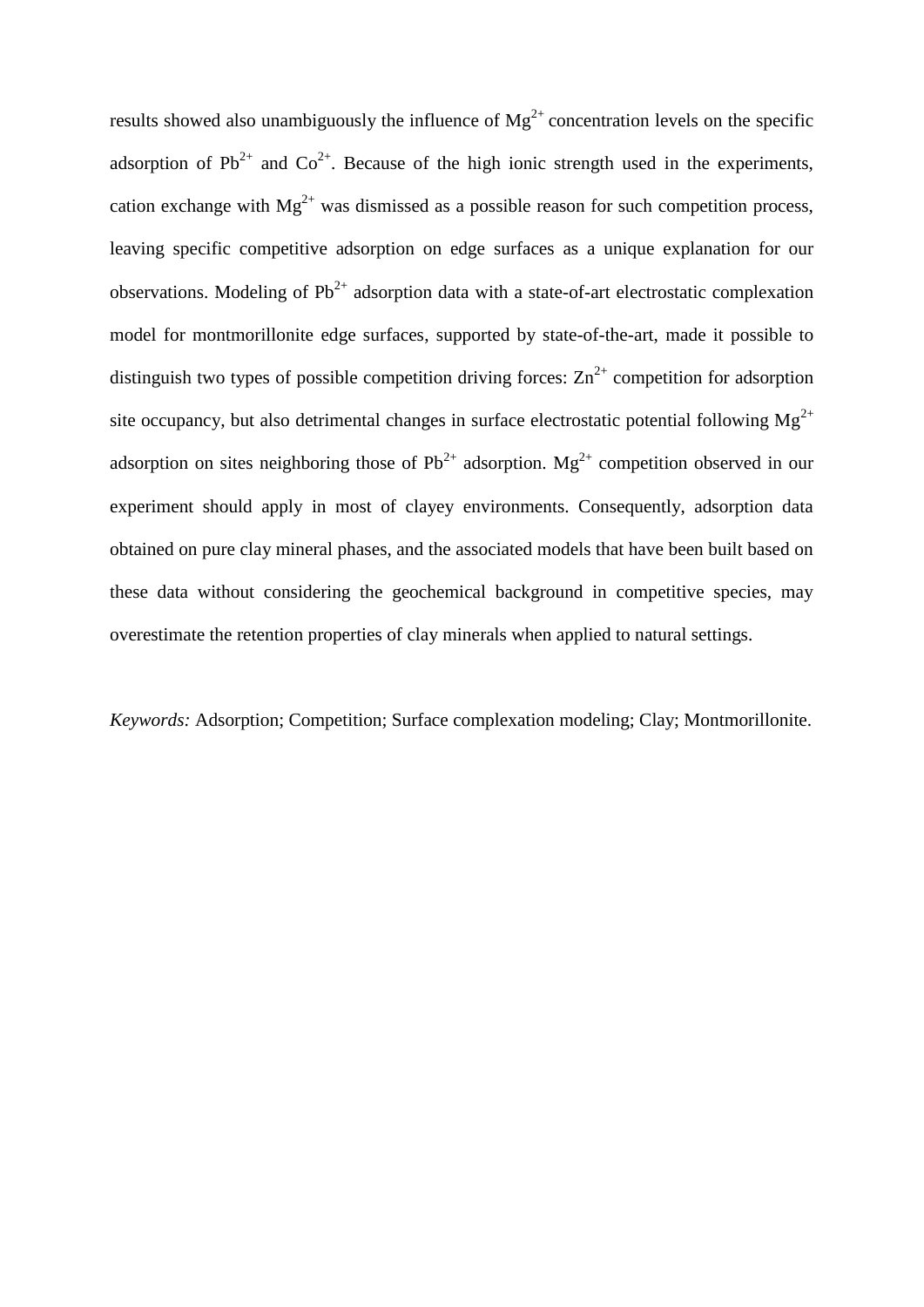results showed also unambiguously the influence of $Mg^{2+}$ concentration levels on the specific adsorption of $Pb^{2+}$ and $Co^{2+}$. Because of the high ionic strength used in the experiments, cation exchange with $Mg^{2+}$ was dismissed as a possible reason for such competition process, leaving specific competitive adsorption on edge surfaces as a unique explanation for our observations. Modeling of $Pb^{2+}$ adsorption data with a state-of-art electrostatic complexation model for montmorillonite edge surfaces, supported by state-of-the-art, made it possible to distinguish two types of possible competition driving forces: $Zn^{2+}$ competition for adsorption site occupancy, but also detrimental changes in surface electrostatic potential following $Mg^{2+}$ adsorption on sites neighboring those of $Pb^{2+}$ adsorption. $Mg^{2+}$ competition observed in our experiment should apply in most of clayey environments. Consequently, adsorption data obtained on pure clay mineral phases, and the associated models that have been built based on these data without considering the geochemical background in competitive species, may overestimate the retention properties of clay minerals when applied to natural settings.

*Keywords:* Adsorption; Competition; Surface complexation modeling; Clay; Montmorillonite.